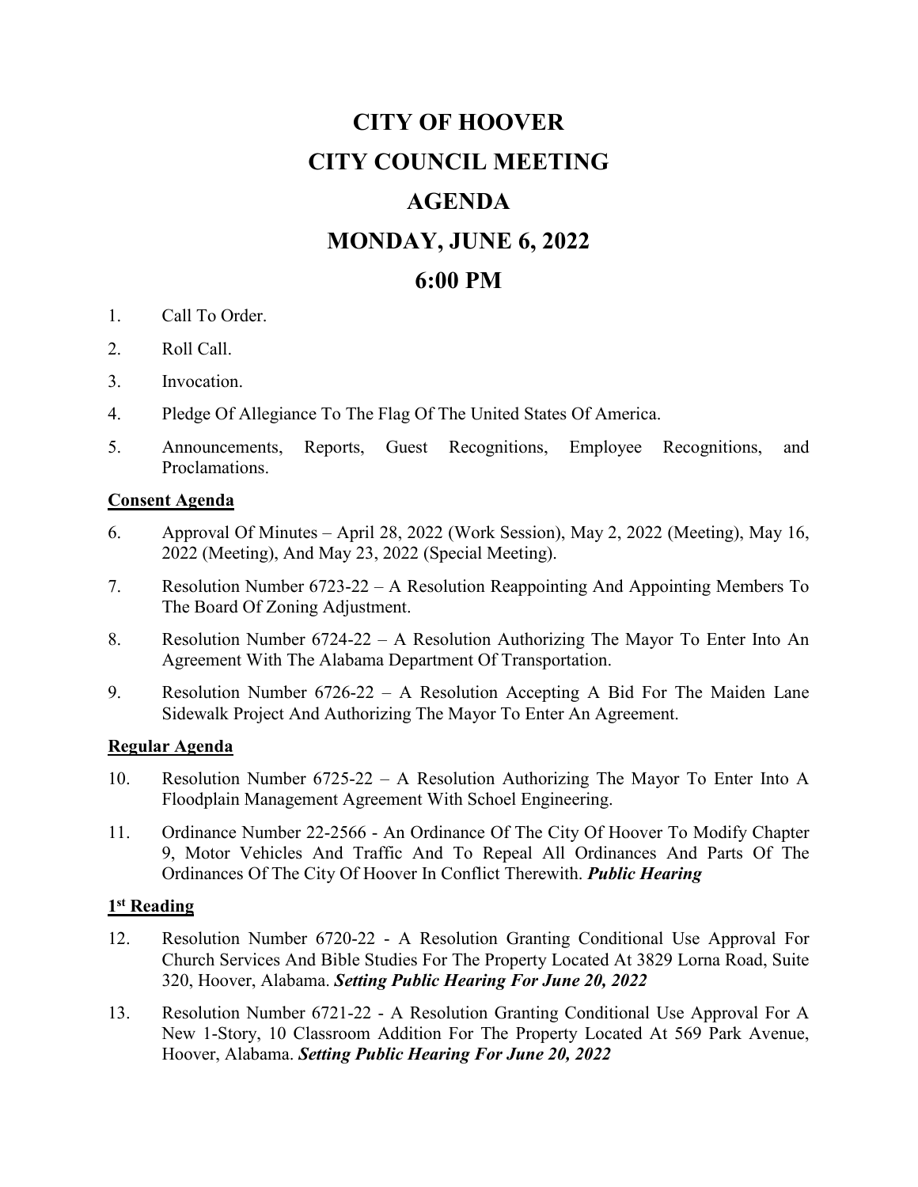# CITY OF HOOVER

# CITY COUNCIL MEETING

# AGENDA

# MONDAY, JUNE 6, 2022

# 6:00 PM

1. Call To Order.
2. Roll Call.
3. Invocation.
4. Pledge Of Allegiance To The Flag Of The United States Of America.
5. Announcements, Reports, Guest Recognitions, Employee Recognitions, and Proclamations.

**Consent Agenda**

6. Approval Of Minutes – April 28, 2022 (Work Session), May 2, 2022 (Meeting), May 16, 2022 (Meeting), And May 23, 2022 (Special Meeting).
7. Resolution Number 6723-22 – A Resolution Reappointing And Appointing Members To The Board Of Zoning Adjustment.
8. Resolution Number 6724-22 – A Resolution Authorizing The Mayor To Enter Into An Agreement With The Alabama Department Of Transportation.
9. Resolution Number 6726-22 – A Resolution Accepting A Bid For The Maiden Lane Sidewalk Project And Authorizing The Mayor To Enter An Agreement.

**Regular Agenda**

10. Resolution Number 6725-22 – A Resolution Authorizing The Mayor To Enter Into A Floodplain Management Agreement With Schoel Engineering.
11. Ordinance Number 22-2566 - An Ordinance Of The City Of Hoover To Modify Chapter 9, Motor Vehicles And Traffic And To Repeal All Ordinances And Parts Of The Ordinances Of The City Of Hoover In Conflict Therewith. ***Public Hearing***

**1st Reading**

12. Resolution Number 6720-22 - A Resolution Granting Conditional Use Approval For Church Services And Bible Studies For The Property Located At 3829 Lorna Road, Suite 320, Hoover, Alabama. ***Setting Public Hearing For June 20, 2022***
13. Resolution Number 6721-22 - A Resolution Granting Conditional Use Approval For A New 1-Story, 10 Classroom Addition For The Property Located At 569 Park Avenue, Hoover, Alabama. ***Setting Public Hearing For June 20, 2022***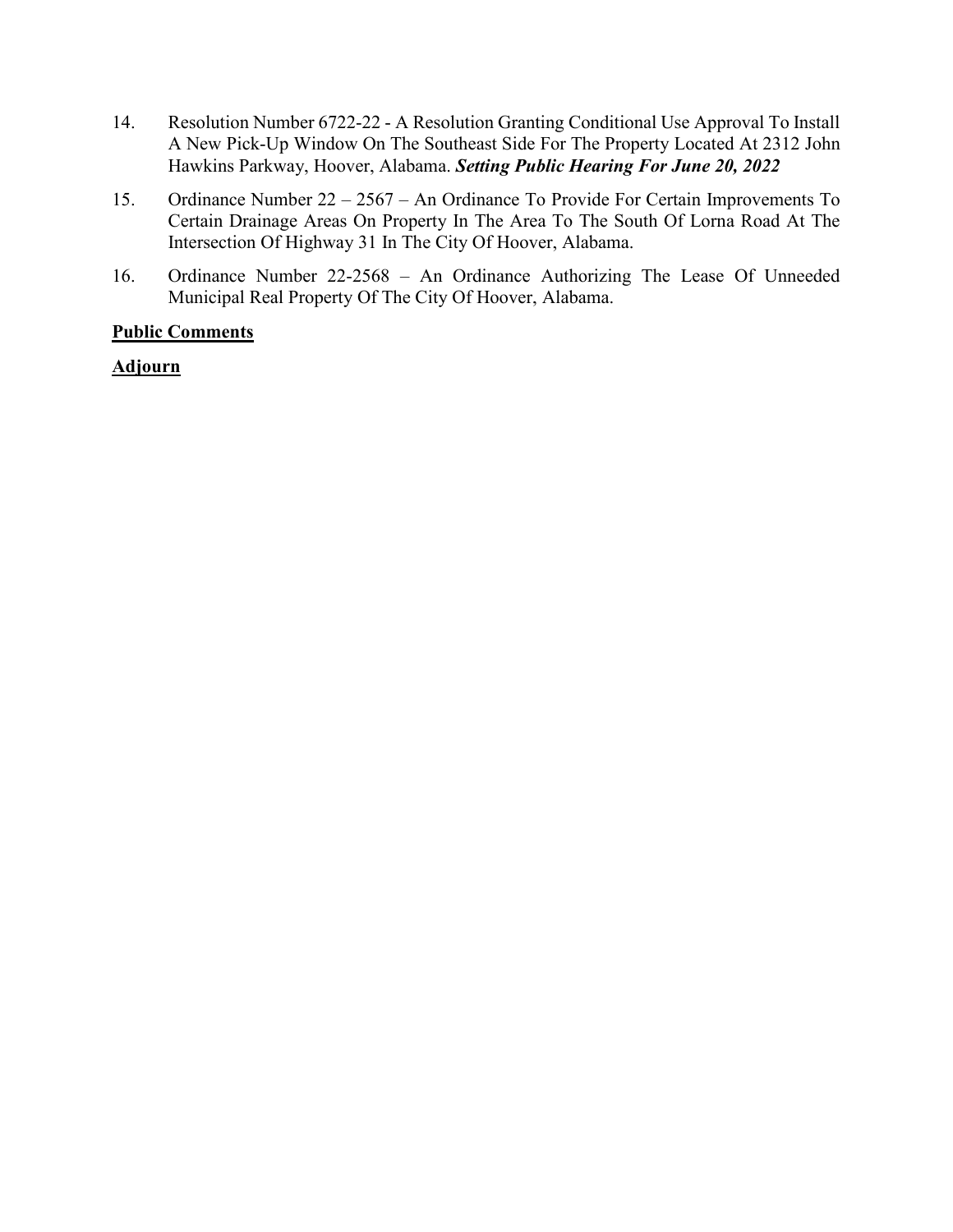14. Resolution Number 6722-22 - A Resolution Granting Conditional Use Approval To Install A New Pick-Up Window On The Southeast Side For The Property Located At 2312 John Hawkins Parkway, Hoover, Alabama. ***Setting Public Hearing For June 20, 2022***

15. Ordinance Number 22 – 2567 – An Ordinance To Provide For Certain Improvements To Certain Drainage Areas On Property In The Area To The South Of Lorna Road At The Intersection Of Highway 31 In The City Of Hoover, Alabama.

16. Ordinance Number 22-2568 – An Ordinance Authorizing The Lease Of Unneeded Municipal Real Property Of The City Of Hoover, Alabama.

**<u>Public Comments</u>**

**<u>Adjourn</u>**